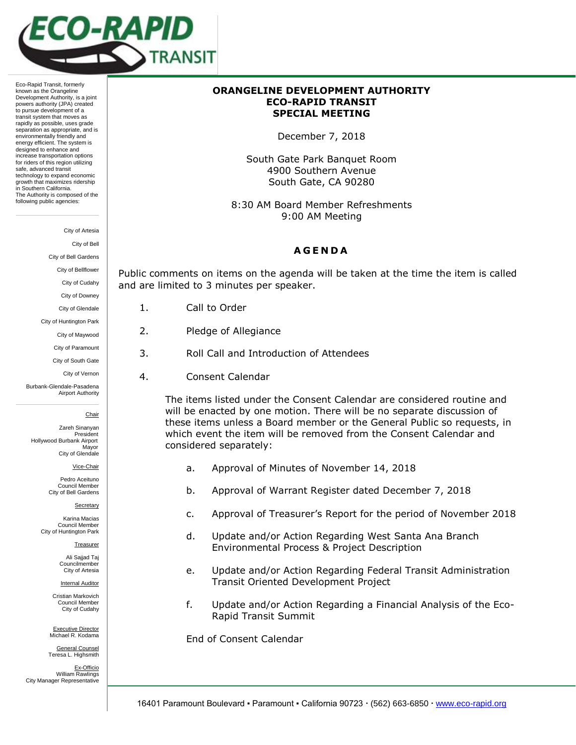ECO-RAPID TRANSIT

Eco-Rapid Transit, formerly known as the Orangeline Development Authority, is a joint powers authority (JPA) created to pursue development of a transit system that moves as rapidly as possible, uses grade separation as appropriate, and is environmentally friendly and energy efficient. The system is designed to enhance and increase transportation options for riders of this region utilizing safe, advanced transit technology to expand economic growth that maximizes ridership in Southern California.
The Authority is composed of the following public agencies:

City of Artesia
City of Bell
City of Bell Gardens
City of Bellflower
City of Cudahy
City of Downey
City of Glendale
City of Huntington Park
City of Maywood
City of Paramount
City of South Gate
City of Vernon
Burbank-Glendale-Pasadena Airport Authority

Chair
Zareh Sinanyan
President
Hollywood Burbank Airport
Mayor
City of Glendale

Vice-Chair
Pedro Aceituno
Council Member
City of Bell Gardens

Secretary
Karina Macias
Council Member
City of Huntington Park

Treasurer
Ali Sajjad Taj
Councilmember
City of Artesia

Internal Auditor
Cristian Markovich
Council Member
City of Cudahy

Executive Director
Michael R. Kodama

General Counsel
Teresa L. Highsmith

Ex-Officio
William Rawlings
City Manager Representative

# ORANGELINE DEVELOPMENT AUTHORITY
# ECO-RAPID TRANSIT
# SPECIAL MEETING

December 7, 2018

South Gate Park Banquet Room
4900 Southern Avenue
South Gate, CA 90280

8:30 AM Board Member Refreshments
9:00 AM Meeting

## AGENDA

Public comments on items on the agenda will be taken at the time the item is called and are limited to 3 minutes per speaker.

1. Call to Order
2. Pledge of Allegiance
3. Roll Call and Introduction of Attendees
4. Consent Calendar

   The items listed under the Consent Calendar are considered routine and will be enacted by one motion. There will be no separate discussion of these items unless a Board member or the General Public so requests, in which event the item will be removed from the Consent Calendar and considered separately:

   a. Approval of Minutes of November 14, 2018
   b. Approval of Warrant Register dated December 7, 2018
   c. Approval of Treasurer's Report for the period of November 2018
   d. Update and/or Action Regarding West Santa Ana Branch Environmental Process & Project Description
   e. Update and/or Action Regarding Federal Transit Administration Transit Oriented Development Project
   f. Update and/or Action Regarding a Financial Analysis of the Eco-Rapid Transit Summit

   End of Consent Calendar

16401 Paramount Boulevard ▪ Paramount ▪ California 90723 · (562) 663-6850 · www.eco-rapid.org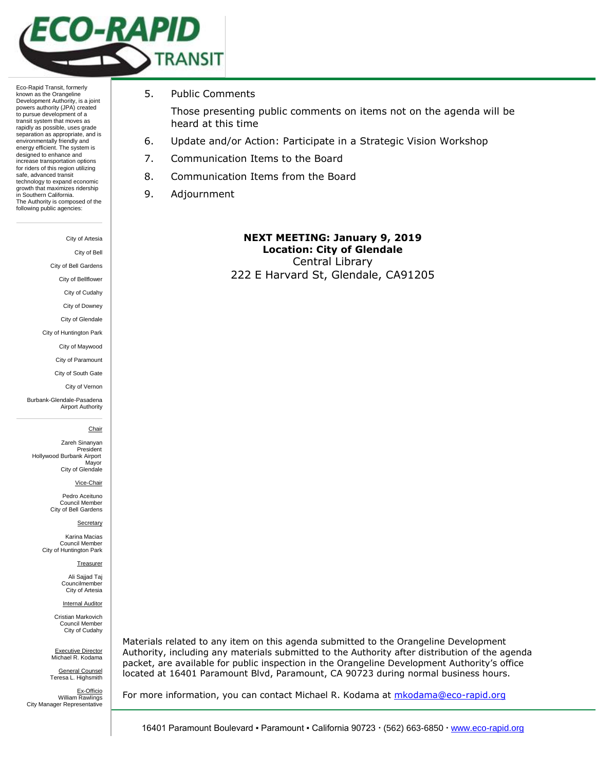Eco-Rapid Transit, formerly known as the Orangeline Development Authority, is a joint powers authority (JPA) created to pursue development of a transit system that moves as rapidly as possible, uses grade separation as appropriate, and is environmentally friendly and energy efficient. The system is designed to enhance and increase transportation options for riders of this region utilizing safe, advanced transit technology to expand economic growth that maximizes ridership in Southern California. The Authority is composed of the following public agencies:

City of Artesia
City of Bell
City of Bell Gardens
City of Bellflower
City of Cudahy
City of Downey
City of Glendale
City of Huntington Park
City of Maywood
City of Paramount
City of South Gate
City of Vernon
Burbank-Glendale-Pasadena Airport Authority

Chair
Zareh Sinanyan
President
Hollywood Burbank Airport
Mayor
City of Glendale

Vice-Chair
Pedro Aceituno
Council Member
City of Bell Gardens

Secretary
Karina Macias
Council Member
City of Huntington Park

Treasurer
Ali Sajjad Taj
Councilmember
City of Artesia

Internal Auditor
Cristian Markovich
Council Member
City of Cudahy

Executive Director
Michael R. Kodama

General Counsel
Teresa L. Highsmith

Ex-Officio
William Rawlings
City Manager Representative

5. Public Comments

   Those presenting public comments on items not on the agenda will be heard at this time

6. Update and/or Action: Participate in a Strategic Vision Workshop

7. Communication Items to the Board

8. Communication Items from the Board

9. Adjournment

**NEXT MEETING: January 9, 2019**
**Location: City of Glendale**
Central Library
222 E Harvard St, Glendale, CA91205

Materials related to any item on this agenda submitted to the Orangeline Development Authority, including any materials submitted to the Authority after distribution of the agenda packet, are available for public inspection in the Orangeline Development Authority's office located at 16401 Paramount Blvd, Paramount, CA 90723 during normal business hours.

For more information, you can contact Michael R. Kodama at mkodama@eco-rapid.org

16401 Paramount Boulevard ▪ Paramount ▪ California 90723 · (562) 663-6850 · www.eco-rapid.org